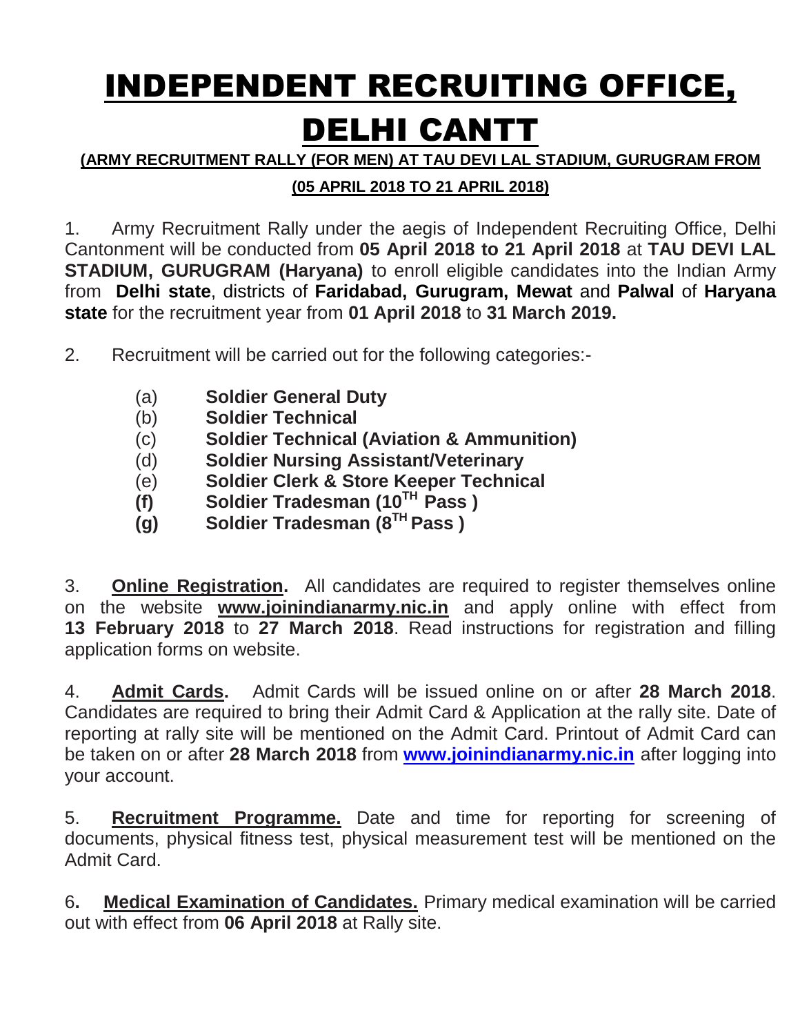# INDEPENDENT RECRUITING OFFICE, DELHI CANTT

**(ARMY RECRUITMENT RALLY (FOR MEN) AT TAU DEVI LAL STADIUM, GURUGRAM FROM**

**(05 APRIL 2018 TO 21 APRIL 2018)**

1. Army Recruitment Rally under the aegis of Independent Recruiting Office, Delhi Cantonment will be conducted from **05 April 2018 to 21 April 2018** at **TAU DEVI LAL STADIUM, GURUGRAM (Haryana)** to enroll eligible candidates into the Indian Army from **Delhi state**, districts of **Faridabad, Gurugram, Mewat** and **Palwal** of **Haryana state** for the recruitment year from **01 April 2018** to **31 March 2019.**

2. Recruitment will be carried out for the following categories:-

   (a) **Soldier General Duty**
   (b) **Soldier Technical**
   (c) **Soldier Technical (Aviation & Ammunition)**
   (d) **Soldier Nursing Assistant/Veterinary**
   (e) **Soldier Clerk & Store Keeper Technical**
   **(f)** **Soldier Tradesman (10TH Pass )**
   **(g)** **Soldier Tradesman (8TH Pass )**

3. **Online Registration.** All candidates are required to register themselves online on the website **www.joinindianarmy.nic.in** and apply online with effect from **13 February 2018** to **27 March 2018**. Read instructions for registration and filling application forms on website.

4. **Admit Cards.** Admit Cards will be issued online on or after **28 March 2018**. Candidates are required to bring their Admit Card & Application at the rally site. Date of reporting at rally site will be mentioned on the Admit Card. Printout of Admit Card can be taken on or after **28 March 2018** from **www.joinindianarmy.nic.in** after logging into your account.

5. **Recruitment Programme.** Date and time for reporting for screening of documents, physical fitness test, physical measurement test will be mentioned on the Admit Card.

6**.** **Medical Examination of Candidates.** Primary medical examination will be carried out with effect from **06 April 2018** at Rally site.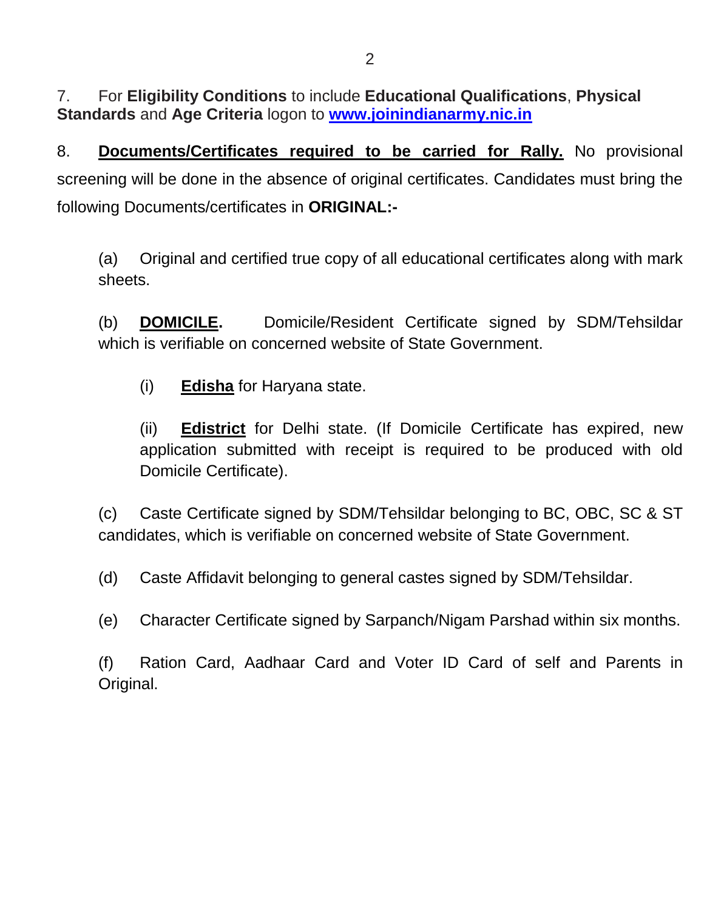7. For **Eligibility Conditions** to include **Educational Qualifications**, **Physical Standards** and **Age Criteria** logon to **[www.joinindianarmy.nic.in](http://www.joinindianarmy.nic.in)**

8. **<u>Documents/Certificates required to be carried for Rally.</u>** No provisional screening will be done in the absence of original certificates. Candidates must bring the following Documents/certificates in **ORIGINAL:-**

(a) Original and certified true copy of all educational certificates along with mark sheets.

(b) **<u>DOMICILE</u>.** Domicile/Resident Certificate signed by SDM/Tehsildar which is verifiable on concerned website of State Government.

(i) **<u>Edisha</u>** for Haryana state.

(ii) **<u>Edistrict</u>** for Delhi state. (If Domicile Certificate has expired, new application submitted with receipt is required to be produced with old Domicile Certificate).

(c) Caste Certificate signed by SDM/Tehsildar belonging to BC, OBC, SC & ST candidates, which is verifiable on concerned website of State Government.

(d) Caste Affidavit belonging to general castes signed by SDM/Tehsildar.

(e) Character Certificate signed by Sarpanch/Nigam Parshad within six months.

(f) Ration Card, Aadhaar Card and Voter ID Card of self and Parents in Original.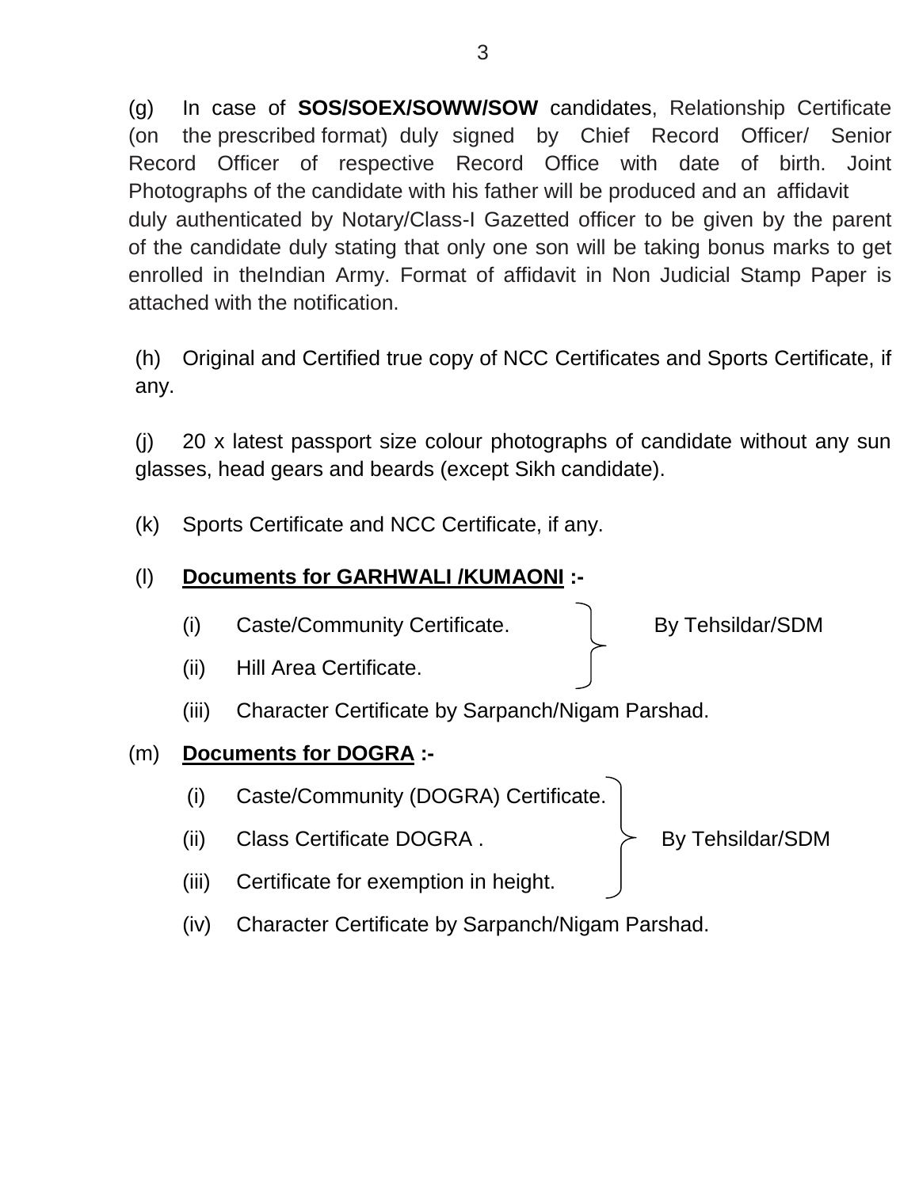(g) In case of **SOS/SOEX/SOWW/SOW** candidates, Relationship Certificate (on the prescribed format) duly signed by Chief Record Officer/ Senior Record Officer of respective Record Office with date of birth. Joint Photographs of the candidate with his father will be produced and an affidavit duly authenticated by Notary/Class-I Gazetted officer to be given by the parent of the candidate duly stating that only one son will be taking bonus marks to get enrolled in theIndian Army. Format of affidavit in Non Judicial Stamp Paper is attached with the notification.

(h) Original and Certified true copy of NCC Certificates and Sports Certificate, if any.

(j) 20 x latest passport size colour photographs of candidate without any sun glasses, head gears and beards (except Sikh candidate).

(k) Sports Certificate and NCC Certificate, if any.

(l) **Documents for GARHWALI /KUMAONI :-**

- (i) Caste/Community Certificate. } By Tehsildar/SDM
- (ii) Hill Area Certificate. } By Tehsildar/SDM
- (iii) Character Certificate by Sarpanch/Nigam Parshad.

(m) **Documents for DOGRA :-**

- (i) Caste/Community (DOGRA) Certificate. } By Tehsildar/SDM
- (ii) Class Certificate DOGRA . } By Tehsildar/SDM
- (iii) Certificate for exemption in height. } By Tehsildar/SDM
- (iv) Character Certificate by Sarpanch/Nigam Parshad.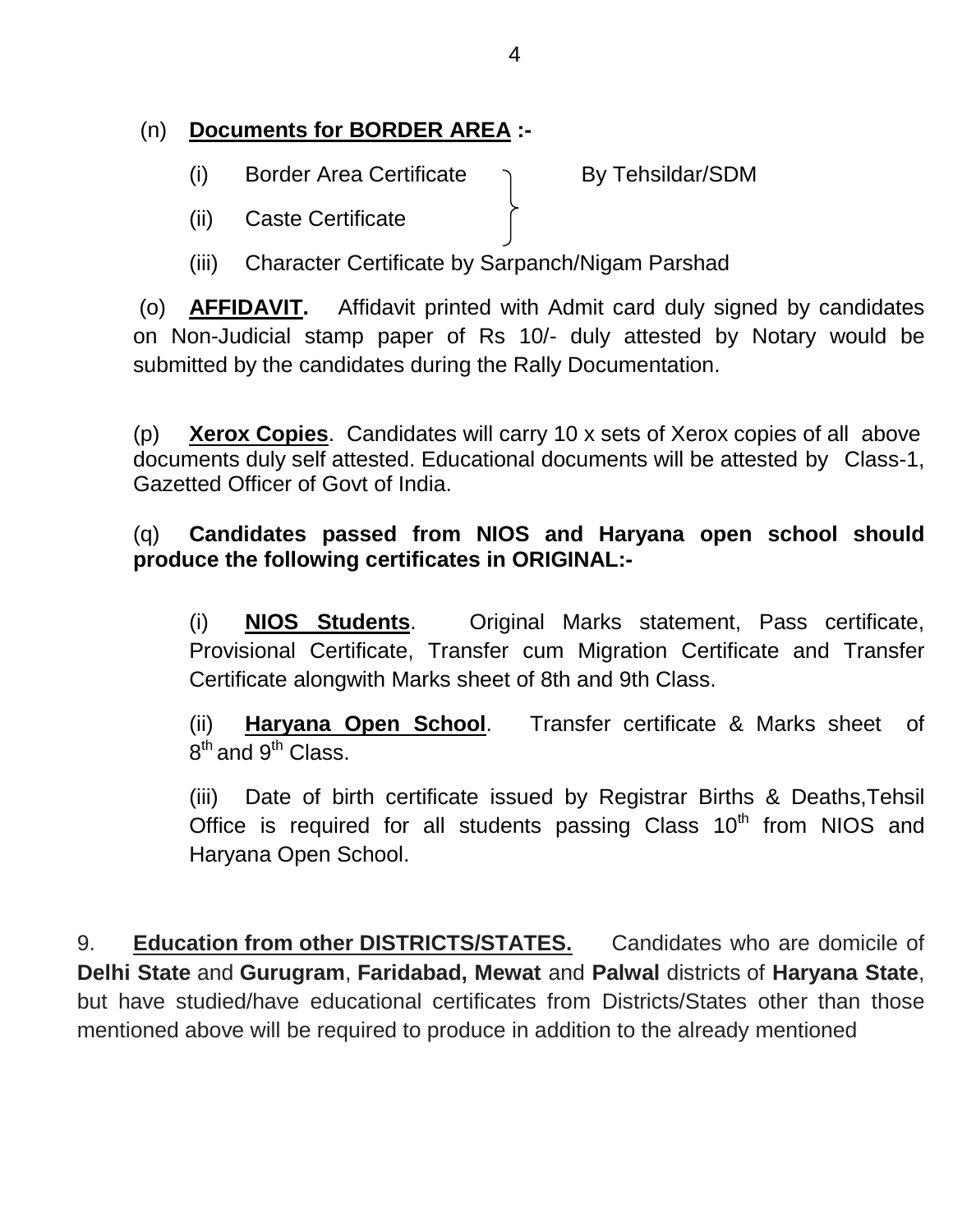(n) **<u>Documents for BORDER AREA</u> :-**

(i) Border Area Certificate } By Tehsildar/SDM

(ii) Caste Certificate }

(iii) Character Certificate by Sarpanch/Nigam Parshad

(o) **<u>AFFIDAVIT</u>.** Affidavit printed with Admit card duly signed by candidates on Non-Judicial stamp paper of Rs 10/- duly attested by Notary would be submitted by the candidates during the Rally Documentation.

(p) **<u>Xerox Copies</u>**. Candidates will carry 10 x sets of Xerox copies of all above documents duly self attested. Educational documents will be attested by Class-1, Gazetted Officer of Govt of India.

(q) **Candidates passed from NIOS and Haryana open school should produce the following certificates in ORIGINAL:-**

(i) **<u>NIOS Students</u>**. Original Marks statement, Pass certificate, Provisional Certificate, Transfer cum Migration Certificate and Transfer Certificate alongwith Marks sheet of 8th and 9th Class.

(ii) **<u>Haryana Open School</u>**. Transfer certificate & Marks sheet of 8th and 9th Class.

(iii) Date of birth certificate issued by Registrar Births & Deaths,Tehsil Office is required for all students passing Class 10th from NIOS and Haryana Open School.

9. **<u>Education from other DISTRICTS/STATES.</u>** Candidates who are domicile of **Delhi State** and **Gurugram**, **Faridabad, Mewat** and **Palwal** districts of **Haryana State**, but have studied/have educational certificates from Districts/States other than those mentioned above will be required to produce in addition to the already mentioned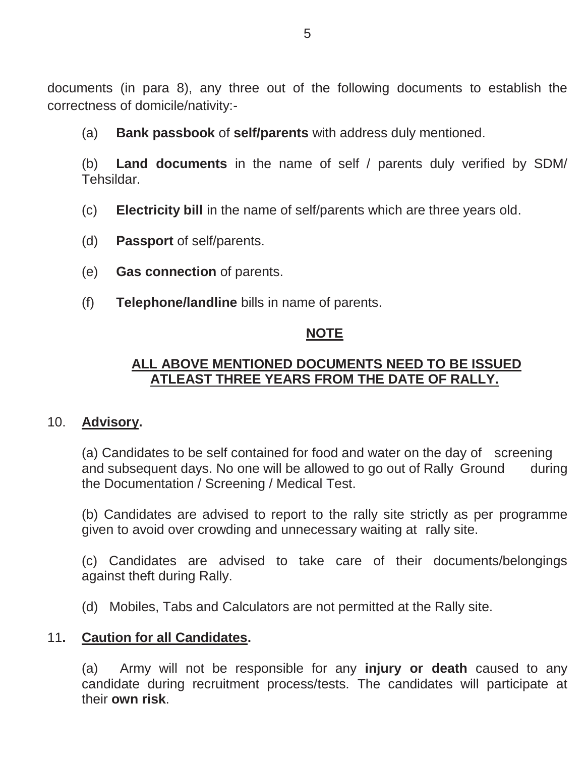documents (in para 8), any three out of the following documents to establish the correctness of domicile/nativity:-

(a) **Bank passbook** of **self/parents** with address duly mentioned.

(b) **Land documents** in the name of self / parents duly verified by SDM/ Tehsildar.

(c) **Electricity bill** in the name of self/parents which are three years old.

(d) **Passport** of self/parents.

(e) **Gas connection** of parents.

(f) **Telephone/landline** bills in name of parents.

**NOTE**

**ALL ABOVE MENTIONED DOCUMENTS NEED TO BE ISSUED ATLEAST THREE YEARS FROM THE DATE OF RALLY.**

10. **Advisory.**

(a) Candidates to be self contained for food and water on the day of screening and subsequent days. No one will be allowed to go out of Rally Ground during the Documentation / Screening / Medical Test.

(b) Candidates are advised to report to the rally site strictly as per programme given to avoid over crowding and unnecessary waiting at rally site.

(c) Candidates are advised to take care of their documents/belongings against theft during Rally.

(d) Mobiles, Tabs and Calculators are not permitted at the Rally site.

11. **Caution for all Candidates.**

(a) Army will not be responsible for any **injury or death** caused to any candidate during recruitment process/tests. The candidates will participate at their **own risk**.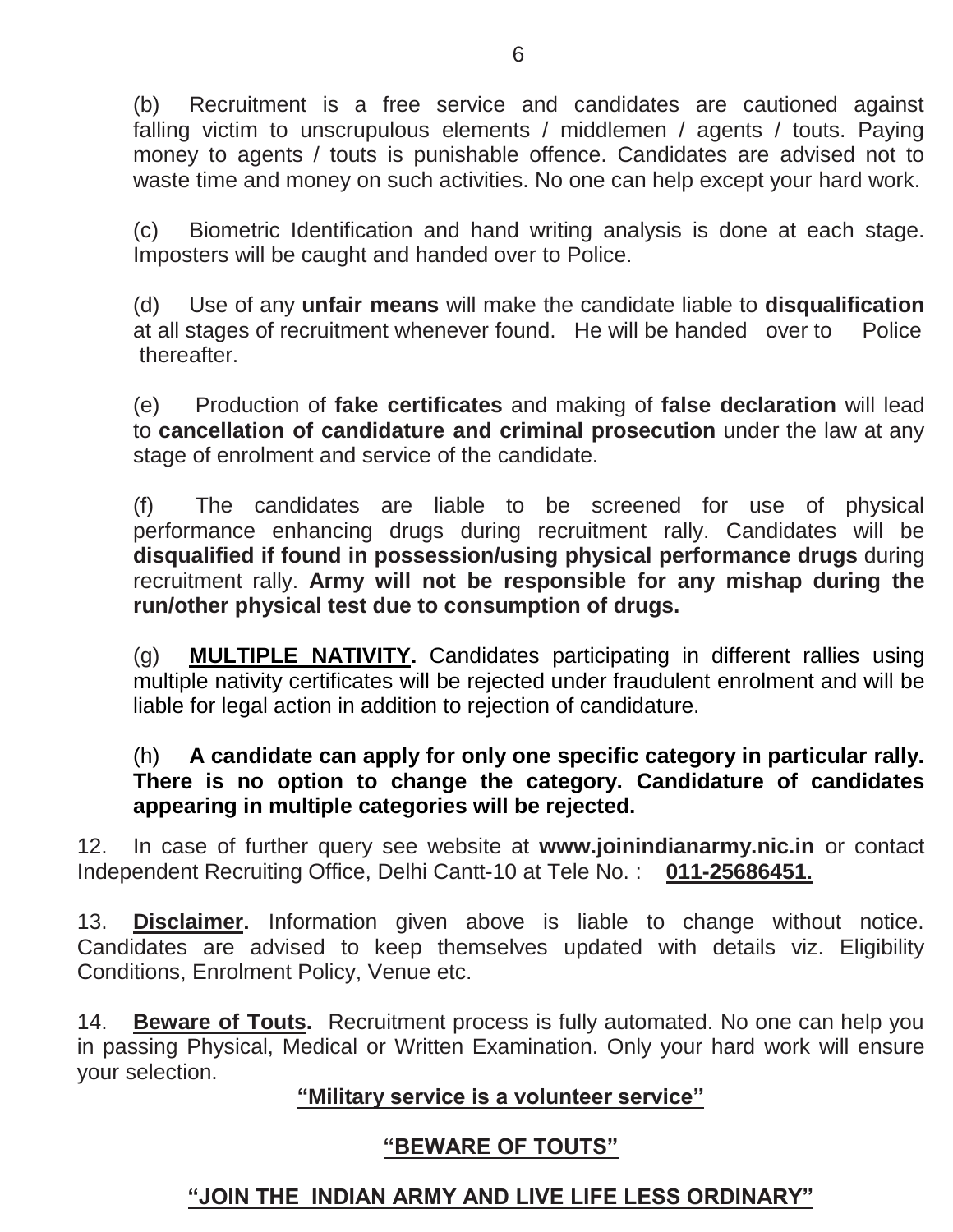(b) Recruitment is a free service and candidates are cautioned against falling victim to unscrupulous elements / middlemen / agents / touts. Paying money to agents / touts is punishable offence. Candidates are advised not to waste time and money on such activities. No one can help except your hard work.

(c) Biometric Identification and hand writing analysis is done at each stage. Imposters will be caught and handed over to Police.

(d) Use of any **unfair means** will make the candidate liable to **disqualification** at all stages of recruitment whenever found. He will be handed over to Police thereafter.

(e) Production of **fake certificates** and making of **false declaration** will lead to **cancellation of candidature and criminal prosecution** under the law at any stage of enrolment and service of the candidate.

(f) The candidates are liable to be screened for use of physical performance enhancing drugs during recruitment rally. Candidates will be **disqualified if found in possession/using physical performance drugs** during recruitment rally. **Army will not be responsible for any mishap during the run/other physical test due to consumption of drugs.**

(g) **<u>MULTIPLE NATIVITY</u>.** Candidates participating in different rallies using multiple nativity certificates will be rejected under fraudulent enrolment and will be liable for legal action in addition to rejection of candidature.

(h) **A candidate can apply for only one specific category in particular rally. There is no option to change the category. Candidature of candidates appearing in multiple categories will be rejected.**

12. In case of further query see website at **www.joinindianarmy.nic.in** or contact Independent Recruiting Office, Delhi Cantt-10 at Tele No. : **<u>011-25686451.</u>**

13. **<u>Disclaimer</u>.** Information given above is liable to change without notice. Candidates are advised to keep themselves updated with details viz. Eligibility Conditions, Enrolment Policy, Venue etc.

14. **<u>Beware of Touts</u>.** Recruitment process is fully automated. No one can help you in passing Physical, Medical or Written Examination. Only your hard work will ensure your selection.

**<u>"Military service is a volunteer service"</u>**

**<u>"BEWARE OF TOUTS"</u>**

**<u>"JOIN THE INDIAN ARMY AND LIVE LIFE LESS ORDINARY"</u>**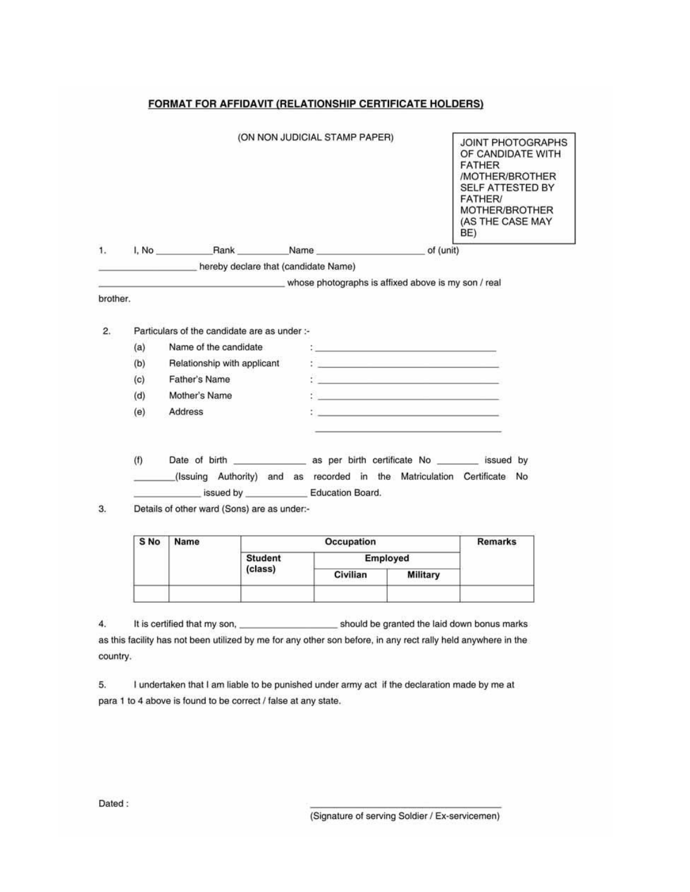## FORMAT FOR AFFIDAVIT (RELATIONSHIP CERTIFICATE HOLDERS)

(ON NON JUDICIAL STAMP PAPER)

JOINT PHOTOGRAPHS OF CANDIDATE WITH FATHER /MOTHER/BROTHER SELF ATTESTED BY FATHER/ MOTHER/BROTHER (AS THE CASE MAY BE)

1. I, No ___________Rank __________Name ____________________ of (unit) __________________ hereby declare that (candidate Name) ____________________________________ whose photographs is affixed above is my son / real brother.

2. Particulars of the candidate are as under :-

   (a) Name of the candidate : ______________________________

   (b) Relationship with applicant : ______________________________

   (c) Father's Name : ______________________________

   (d) Mother's Name : ______________________________

   (e) Address : ______________________________
   ______________________________

   (f) Date of birth _____________ as per birth certificate No ________ issued by ________(Issuing Authority) and as recorded in the Matriculation Certificate No ____________ issued by ___________ Education Board.

3. Details of other ward (Sons) are as under:-

| S No | Name | Occupation | | | Remarks |
|---|---|---|---|---|---|
| | | Student (class) | Employed | | |
| | | | Civilian | Military | |
| | | | | | |

4. It is certified that my son, __________________ should be granted the laid down bonus marks as this facility has not been utilized by me for any other son before, in any rect rally held anywhere in the country.

5. I undertaken that I am liable to be punished under army act if the declaration made by me at para 1 to 4 above is found to be correct / false at any state.

Dated :

______________________________
(Signature of serving Soldier / Ex-servicemen)